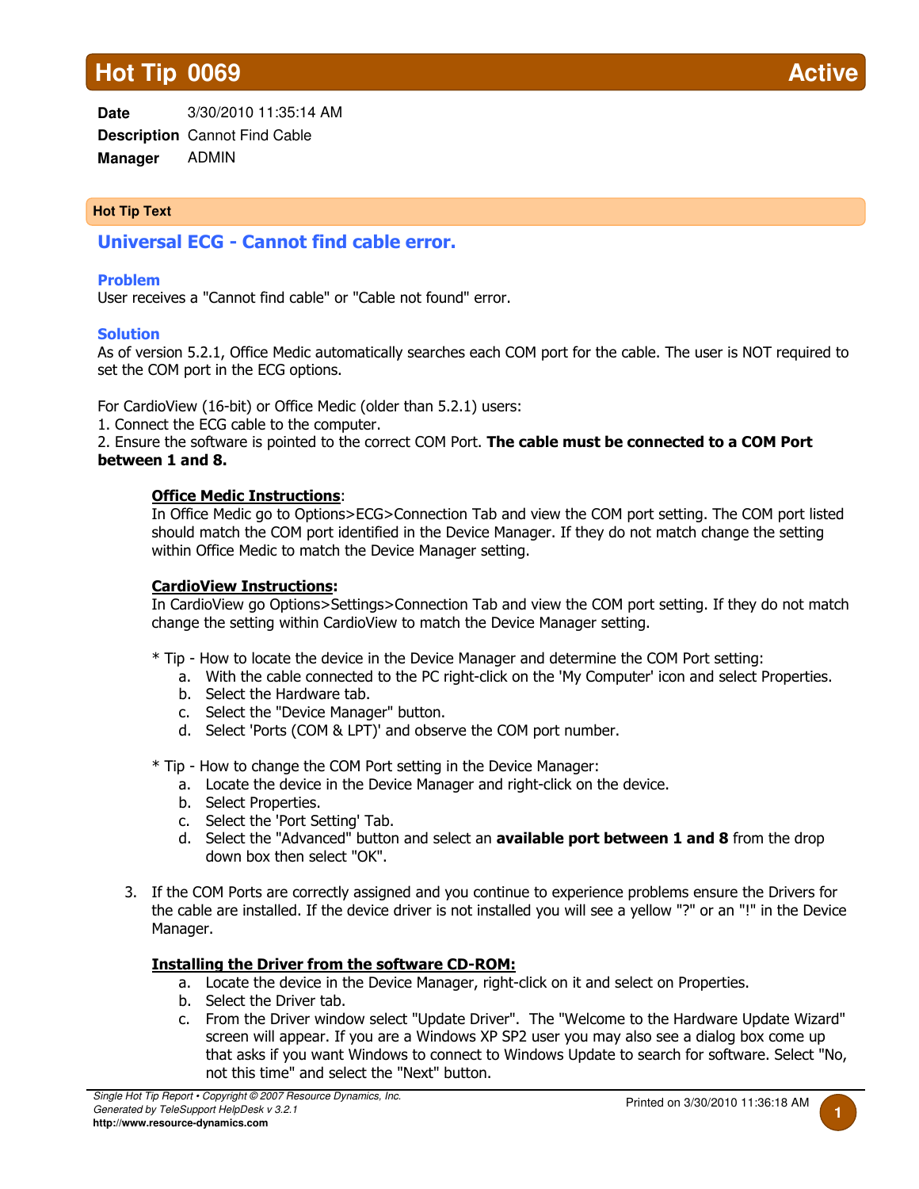# Hot Tip 0069 Active

**Date** 3/30/2010 11:35:14 AM
**Description** Cannot Find Cable
**Manager** ADMIN

### Hot Tip Text

## Universal ECG - Cannot find cable error.

### Problem

User receives a "Cannot find cable" or "Cable not found" error.

### Solution

As of version 5.2.1, Office Medic automatically searches each COM port for the cable. The user is NOT required to set the COM port in the ECG options.

For CardioView (16-bit) or Office Medic (older than 5.2.1) users:

1. Connect the ECG cable to the computer.
2. Ensure the software is pointed to the correct COM Port. **The cable must be connected to a COM Port between 1 and 8.**

   **Office Medic Instructions**:
   In Office Medic go to Options>ECG>Connection Tab and view the COM port setting. The COM port listed should match the COM port identified in the Device Manager. If they do not match change the setting within Office Medic to match the Device Manager setting.

   **CardioView Instructions:**
   In CardioView go Options>Settings>Connection Tab and view the COM port setting. If they do not match change the setting within CardioView to match the Device Manager setting.

   * Tip - How to locate the device in the Device Manager and determine the COM Port setting:
     a. With the cable connected to the PC right-click on the 'My Computer' icon and select Properties.
     b. Select the Hardware tab.
     c. Select the "Device Manager" button.
     d. Select 'Ports (COM & LPT)' and observe the COM port number.

   * Tip - How to change the COM Port setting in the Device Manager:
     a. Locate the device in the Device Manager and right-click on the device.
     b. Select Properties.
     c. Select the 'Port Setting' Tab.
     d. Select the "Advanced" button and select an **available port between 1 and 8** from the drop down box then select "OK".

3. If the COM Ports are correctly assigned and you continue to experience problems ensure the Drivers for the cable are installed. If the device driver is not installed you will see a yellow "?" or an "!" in the Device Manager.

   **Installing the Driver from the software CD-ROM:**
   a. Locate the device in the Device Manager, right-click on it and select on Properties.
   b. Select the Driver tab.
   c. From the Driver window select "Update Driver". The "Welcome to the Hardware Update Wizard" screen will appear. If you are a Windows XP SP2 user you may also see a dialog box come up that asks if you want Windows to connect to Windows Update to search for software. Select "No, not this time" and select the "Next" button.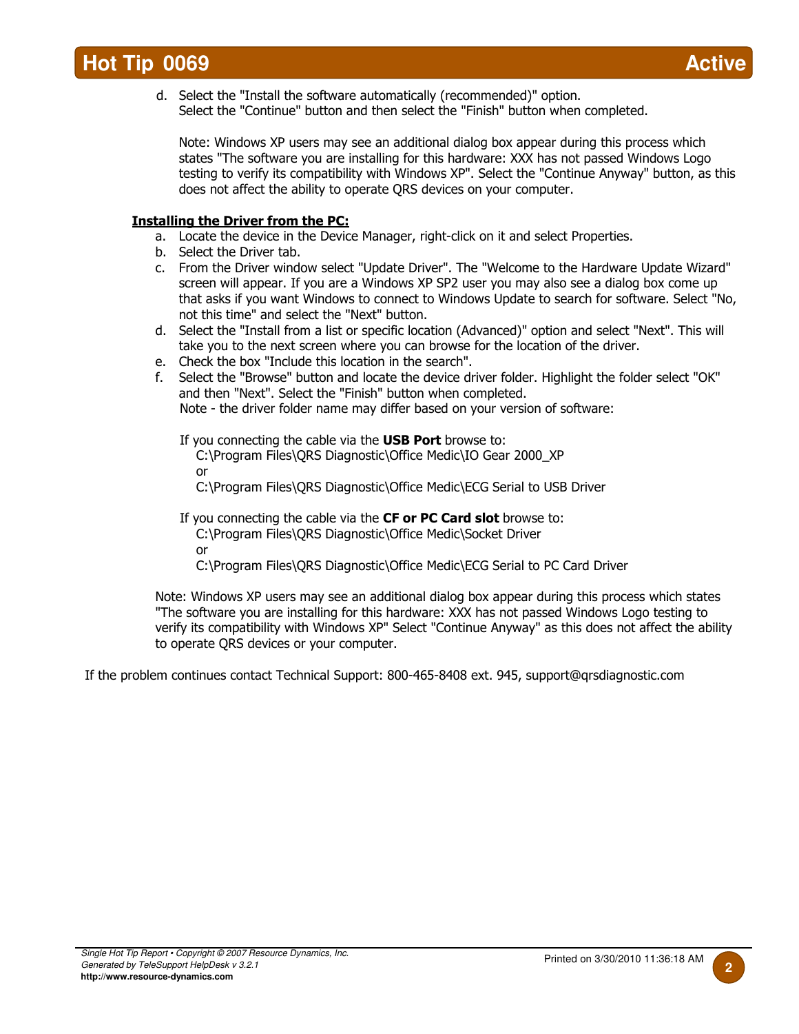d. Select the "Install the software automatically (recommended)" option.
   Select the "Continue" button and then select the "Finish" button when completed.

   Note: Windows XP users may see an additional dialog box appear during this process which states "The software you are installing for this hardware: XXX has not passed Windows Logo testing to verify its compatibility with Windows XP". Select the "Continue Anyway" button, as this does not affect the ability to operate QRS devices on your computer.

**Installing the Driver from the PC:**

a. Locate the device in the Device Manager, right-click on it and select Properties.
b. Select the Driver tab.
c. From the Driver window select "Update Driver". The "Welcome to the Hardware Update Wizard" screen will appear. If you are a Windows XP SP2 user you may also see a dialog box come up that asks if you want Windows to connect to Windows Update to search for software. Select "No, not this time" and select the "Next" button.
d. Select the "Install from a list or specific location (Advanced)" option and select "Next". This will take you to the next screen where you can browse for the location of the driver.
e. Check the box "Include this location in the search".
f. Select the "Browse" button and locate the device driver folder. Highlight the folder select "OK" and then "Next". Select the "Finish" button when completed.
   Note - the driver folder name may differ based on your version of software:

   If you connecting the cable via the **USB Port** browse to:
   C:\Program Files\QRS Diagnostic\Office Medic\IO Gear 2000_XP
   or
   C:\Program Files\QRS Diagnostic\Office Medic\ECG Serial to USB Driver

   If you connecting the cable via the **CF or PC Card slot** browse to:
   C:\Program Files\QRS Diagnostic\Office Medic\Socket Driver
   or
   C:\Program Files\QRS Diagnostic\Office Medic\ECG Serial to PC Card Driver

Note: Windows XP users may see an additional dialog box appear during this process which states "The software you are installing for this hardware: XXX has not passed Windows Logo testing to verify its compatibility with Windows XP" Select "Continue Anyway" as this does not affect the ability to operate QRS devices or your computer.

If the problem continues contact Technical Support: 800-465-8408 ext. 945, support@qrsdiagnostic.com